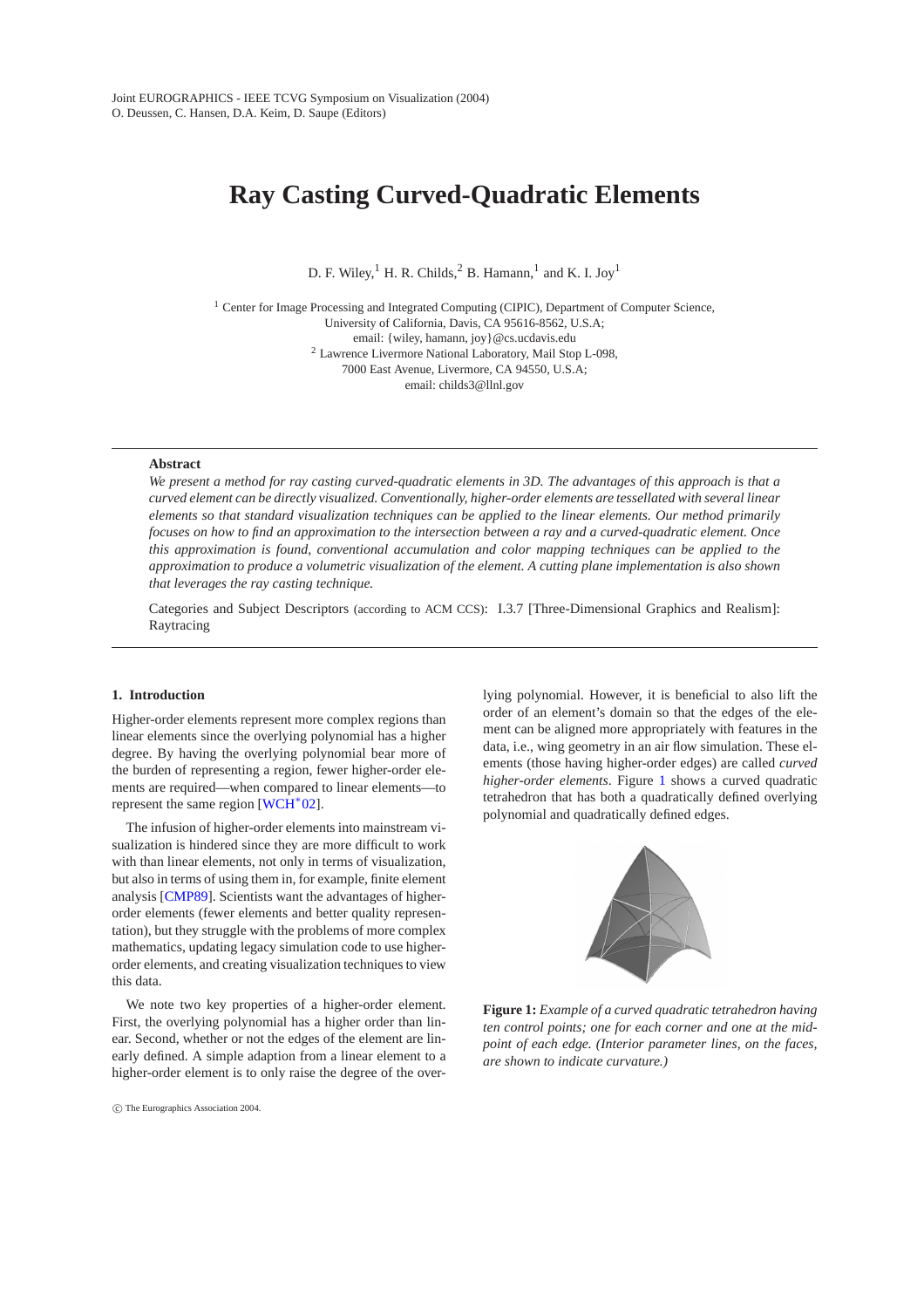# Ray Casting Curved-Quadratic Elements

D. F. Wiley,[1] H. R. Childs,[2] B. Hamann,[1] and K. I. Joy[1]

[1] Center for Image Processing and Integrated Computing (CIPIC), Department of Computer Science, University of California, Davis, CA 95616-8562, U.S.A; email: {wiley, hamann, joy}@cs.ucdavis.edu

[2] Lawrence Livermore National Laboratory, Mail Stop L-098, 7000 East Avenue, Livermore, CA 94550, U.S.A; email: childs3@llnl.gov

## Abstract

*We present a method for ray casting curved-quadratic elements in 3D. The advantages of this approach is that a curved element can be directly visualized. Conventionally, higher-order elements are tessellated with several linear elements so that standard visualization techniques can be applied to the linear elements. Our method primarily focuses on how to find an approximation to the intersection between a ray and a curved-quadratic element. Once this approximation is found, conventional accumulation and color mapping techniques can be applied to the approximation to produce a volumetric visualization of the element. A cutting plane implementation is also shown that leverages the ray casting technique.*

Categories and Subject Descriptors (according to ACM CCS): I.3.7 [Three-Dimensional Graphics and Realism]: Raytracing

## 1. Introduction

Higher-order elements represent more complex regions than linear elements since the overlying polynomial has a higher degree. By having the overlying polynomial bear more of the burden of representing a region, fewer higher-order elements are required—when compared to linear elements—to represent the same region [WCH*02].

The infusion of higher-order elements into mainstream visualization is hindered since they are more difficult to work with than linear elements, not only in terms of visualization, but also in terms of using them in, for example, finite element analysis [CMP89]. Scientists want the advantages of higher-order elements (fewer elements and better quality representation), but they struggle with the problems of more complex mathematics, updating legacy simulation code to use higher-order elements, and creating visualization techniques to view this data.

We note two key properties of a higher-order element. First, the overlying polynomial has a higher order than linear. Second, whether or not the edges of the element are linearly defined. A simple adaption from a linear element to a higher-order element is to only raise the degree of the overlying polynomial. However, it is beneficial to also lift the order of an element's domain so that the edges of the element can be aligned more appropriately with features in the data, i.e., wing geometry in an air flow simulation. These elements (those having higher-order edges) are called *curved higher-order elements*. Figure 1 shows a curved quadratic tetrahedron that has both a quadratically defined overlying polynomial and quadratically defined edges.

**Figure 1:** *Example of a curved quadratic tetrahedron having ten control points; one for each corner and one at the midpoint of each edge. (Interior parameter lines, on the faces, are shown to indicate curvature.)*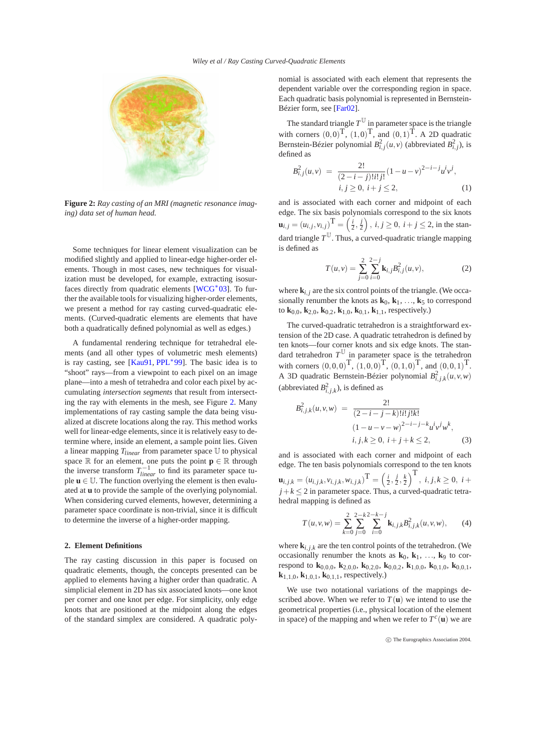**Figure 2:** *Ray casting of an MRI (magnetic resonance imaging) data set of human head.*

Some techniques for linear element visualization can be modified slightly and applied to linear-edge higher-order elements. Though in most cases, new techniques for visualization must be developed, for example, extracting isosurfaces directly from quadratic elements [WCG*03]. To further the available tools for visualizing higher-order elements, we present a method for ray casting curved-quadratic elements. (Curved-quadratic elements are elements that have both a quadratically defined polynomial as well as edges.)

A fundamental rendering technique for tetrahedral elements (and all other types of volumetric mesh elements) is ray casting, see [Kau91, PPL*99]. The basic idea is to "shoot" rays—from a viewpoint to each pixel on an image plane—into a mesh of tetrahedra and color each pixel by accumulating *intersection segments* that result from intersecting the ray with elements in the mesh, see Figure 2. Many implementations of ray casting sample the data being visualized at discrete locations along the ray. This method works well for linear-edge elements, since it is relatively easy to determine where, inside an element, a sample point lies. Given a linear mapping $T_{linear}$ from parameter space $\mathbb{U}$ to physical space $\mathbb{R}$ for an element, one puts the point $\mathbf{p} \in \mathbb{R}$ through the inverse transform $T_{linear}^{-1}$ to find its parameter space tuple $\mathbf{u} \in \mathbb{U}$. The function overlying the element is then evaluated at $\mathbf{u}$ to provide the sample of the overlying polynomial. When considering curved elements, however, determining a parameter space coordinate is non-trivial, since it is difficult to determine the inverse of a higher-order mapping.

## 2. Element Definitions

The ray casting discussion in this paper is focused on quadratic elements, though, the concepts presented can be applied to elements having a higher order than quadratic. A simplicial element in 2D has six associated knots—one knot per corner and one knot per edge. For simplicity, only edge knots that are positioned at the midpoint along the edges of the standard simplex are considered. A quadratic polynomial is associated with each element that represents the dependent variable over the corresponding region in space. Each quadratic basis polynomial is represented in Bernstein-Bézier form, see [Far02].

The standard triangle $T^{\mathbb{U}}$ in parameter space is the triangle with corners $(0,0)^{\mathrm{T}}$, $(1,0)^{\mathrm{T}}$, and $(0,1)^{\mathrm{T}}$. A 2D quadratic Bernstein-Bézier polynomial $B^2_{i,j}(u,v)$ (abbreviated $B^2_{i,j}$), is defined as

$$B^2_{i,j}(u,v) = \frac{2!}{(2-i-j)!i!j!}(1-u-v)^{2-i-j}u^i v^j, \quad i,j \geq 0,\ i+j \leq 2, \tag{1}$$

and is associated with each corner and midpoint of each edge. The six basis polynomials correspond to the six knots $\mathbf{u}_{i,j} = (u_{i,j}, v_{i,j})^{\mathrm{T}} = \left(\frac{i}{2}, \frac{j}{2}\right)$, $i,j \geq 0$, $i+j \leq 2$, in the standard triangle $T^{\mathbb{U}}$. Thus, a curved-quadratic triangle mapping is defined as

$$T(u,v) = \sum_{j=0}^{2} \sum_{i=0}^{2-j} \mathbf{k}_{i,j} B^2_{i,j}(u,v), \tag{2}$$

where $\mathbf{k}_{i,j}$ are the six control points of the triangle. (We occasionally renumber the knots as $\mathbf{k}_0$, $\mathbf{k}_1$, ..., $\mathbf{k}_5$ to correspond to $\mathbf{k}_{0,0}$, $\mathbf{k}_{2,0}$, $\mathbf{k}_{0,2}$, $\mathbf{k}_{1,0}$, $\mathbf{k}_{0,1}$, $\mathbf{k}_{1,1}$, respectively.)

The curved-quadratic tetrahedron is a straightforward extension of the 2D case. A quadratic tetrahedron is defined by ten knots—four corner knots and six edge knots. The standard tetrahedron $T^{\mathbb{U}}$ in parameter space is the tetrahedron with corners $(0,0,0)^{\mathrm{T}}$, $(1,0,0)^{\mathrm{T}}$, $(0,1,0)^{\mathrm{T}}$, and $(0,0,1)^{\mathrm{T}}$. A 3D quadratic Bernstein-Bézier polynomial $B^2_{i,j,k}(u,v,w)$ (abbreviated $B^2_{i,j,k}$), is defined as

$$B^2_{i,j,k}(u,v,w) = \frac{2!}{(2-i-j-k)!i!j!k!}(1-u-v-w)^{2-i-j-k}u^i v^j w^k, \quad i,j,k \geq 0,\ i+j+k \leq 2, \tag{3}$$

and is associated with each corner and midpoint of each edge. The ten basis polynomials correspond to the ten knots $\mathbf{u}_{i,j,k} = (u_{i,j,k}, v_{i,j,k}, w_{i,j,k})^{\mathrm{T}} = \left(\frac{i}{2}, \frac{j}{2}, \frac{k}{2}\right)^{\mathrm{T}}$, $i,j,k \geq 0$, $i+j+k \leq 2$ in parameter space. Thus, a curved-quadratic tetrahedral mapping is defined as

$$T(u,v,w) = \sum_{k=0}^{2} \sum_{j=0}^{2-k} \sum_{i=0}^{2-k-j} \mathbf{k}_{i,j,k} B^2_{i,j,k}(u,v,w), \tag{4}$$

where $\mathbf{k}_{i,j,k}$ are the ten control points of the tetrahedron. (We occasionally renumber the knots as $\mathbf{k}_0$, $\mathbf{k}_1$, ..., $\mathbf{k}_9$ to correspond to $\mathbf{k}_{0,0,0}$, $\mathbf{k}_{2,0,0}$, $\mathbf{k}_{0,2,0}$, $\mathbf{k}_{0,0,2}$, $\mathbf{k}_{1,0,0}$, $\mathbf{k}_{0,1,0}$, $\mathbf{k}_{0,0,1}$, $\mathbf{k}_{1,1,0}$, $\mathbf{k}_{1,0,1}$, $\mathbf{k}_{0,1,1}$, respectively.)

We use two notational variations of the mappings described above. When we refer to $T(\mathbf{u})$ we intend to use the geometrical properties (i.e., physical location of the element in space) of the mapping and when we refer to $T^c(\mathbf{u})$ we are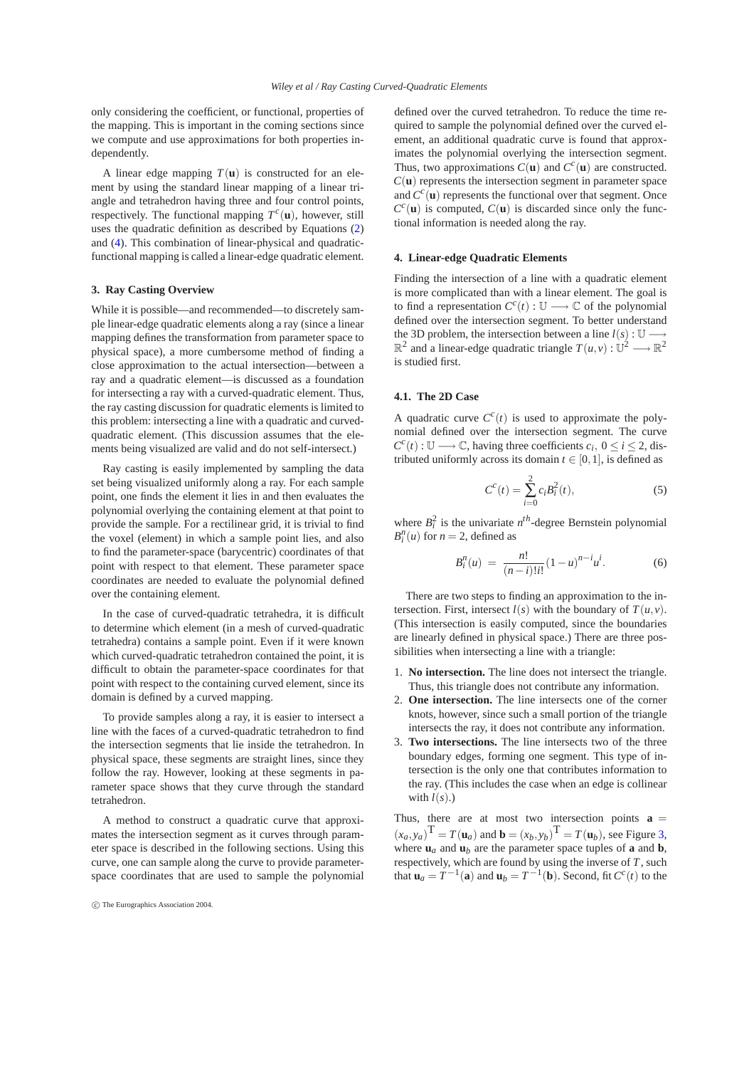only considering the coefficient, or functional, properties of the mapping. This is important in the coming sections since we compute and use approximations for both properties independently.

A linear edge mapping $T(\mathbf{u})$ is constructed for an element by using the standard linear mapping of a linear triangle and tetrahedron having three and four control points, respectively. The functional mapping $T^c(\mathbf{u})$, however, still uses the quadratic definition as described by Equations (2) and (4). This combination of linear-physical and quadratic-functional mapping is called a linear-edge quadratic element.

### 3. Ray Casting Overview

While it is possible—and recommended—to discretely sample linear-edge quadratic elements along a ray (since a linear mapping defines the transformation from parameter space to physical space), a more cumbersome method of finding a close approximation to the actual intersection—between a ray and a quadratic element—is discussed as a foundation for intersecting a ray with a curved-quadratic element. Thus, the ray casting discussion for quadratic elements is limited to this problem: intersecting a line with a quadratic and curved-quadratic element. (This discussion assumes that the elements being visualized are valid and do not self-intersect.)

Ray casting is easily implemented by sampling the data set being visualized uniformly along a ray. For each sample point, one finds the element it lies in and then evaluates the polynomial overlying the containing element at that point to provide the sample. For a rectilinear grid, it is trivial to find the voxel (element) in which a sample point lies, and also to find the parameter-space (barycentric) coordinates of that point with respect to that element. These parameter space coordinates are needed to evaluate the polynomial defined over the containing element.

In the case of curved-quadratic tetrahedra, it is difficult to determine which element (in a mesh of curved-quadratic tetrahedra) contains a sample point. Even if it were known which curved-quadratic tetrahedron contained the point, it is difficult to obtain the parameter-space coordinates for that point with respect to the containing curved element, since its domain is defined by a curved mapping.

To provide samples along a ray, it is easier to intersect a line with the faces of a curved-quadratic tetrahedron to find the intersection segments that lie inside the tetrahedron. In physical space, these segments are straight lines, since they follow the ray. However, looking at these segments in parameter space shows that they curve through the standard tetrahedron.

A method to construct a quadratic curve that approximates the intersection segment as it curves through parameter space is described in the following sections. Using this curve, one can sample along the curve to provide parameter-space coordinates that are used to sample the polynomial defined over the curved tetrahedron. To reduce the time required to sample the polynomial defined over the curved element, an additional quadratic curve is found that approximates the polynomial overlying the intersection segment. Thus, two approximations $C(\mathbf{u})$ and $C^c(\mathbf{u})$ are constructed. $C(\mathbf{u})$ represents the intersection segment in parameter space and $C^c(\mathbf{u})$ represents the functional over that segment. Once $C^c(\mathbf{u})$ is computed, $C(\mathbf{u})$ is discarded since only the functional information is needed along the ray.

### 4. Linear-edge Quadratic Elements

Finding the intersection of a line with a quadratic element is more complicated than with a linear element. The goal is to find a representation $C^c(t) : \mathbb{U} \longrightarrow \mathbb{C}$ of the polynomial defined over the intersection segment. To better understand the 3D problem, the intersection between a line $l(s) : \mathbb{U} \longrightarrow \mathbb{R}^2$ and a linear-edge quadratic triangle $T(u,v) : \mathbb{U}^2 \longrightarrow \mathbb{R}^2$ is studied first.

#### 4.1. The 2D Case

A quadratic curve $C^c(t)$ is used to approximate the polynomial defined over the intersection segment. The curve $C^c(t) : \mathbb{U} \longrightarrow \mathbb{C}$, having three coefficients $c_i$, $0 \leq i \leq 2$, distributed uniformly across its domain $t \in [0,1]$, is defined as

$$C^c(t) = \sum_{i=0}^{2} c_i B_i^2(t), \tag{5}$$

where $B_i^2$ is the univariate $n^{th}$-degree Bernstein polynomial $B_i^n(u)$ for $n = 2$, defined as

$$B_i^n(u) \;=\; \frac{n!}{(n-i)!i!}(1-u)^{n-i}u^i. \tag{6}$$

There are two steps to finding an approximation to the intersection. First, intersect $l(s)$ with the boundary of $T(u,v)$. (This intersection is easily computed, since the boundaries are linearly defined in physical space.) There are three possibilities when intersecting a line with a triangle:

1. **No intersection.** The line does not intersect the triangle. Thus, this triangle does not contribute any information.
2. **One intersection.** The line intersects one of the corner knots, however, since such a small portion of the triangle intersects the ray, it does not contribute any information.
3. **Two intersections.** The line intersects two of the three boundary edges, forming one segment. This type of intersection is the only one that contributes information to the ray. (This includes the case when an edge is collinear with $l(s)$.)

Thus, there are at most two intersection points $\mathbf{a} = (x_a, y_a)^{\mathrm{T}} = T(\mathbf{u}_a)$ and $\mathbf{b} = (x_b, y_b)^{\mathrm{T}} = T(\mathbf{u}_b)$, see Figure 3, where $\mathbf{u}_a$ and $\mathbf{u}_b$ are the parameter space tuples of $\mathbf{a}$ and $\mathbf{b}$, respectively, which are found by using the inverse of $T$, such that $\mathbf{u}_a = T^{-1}(\mathbf{a})$ and $\mathbf{u}_b = T^{-1}(\mathbf{b})$. Second, fit $C^c(t)$ to the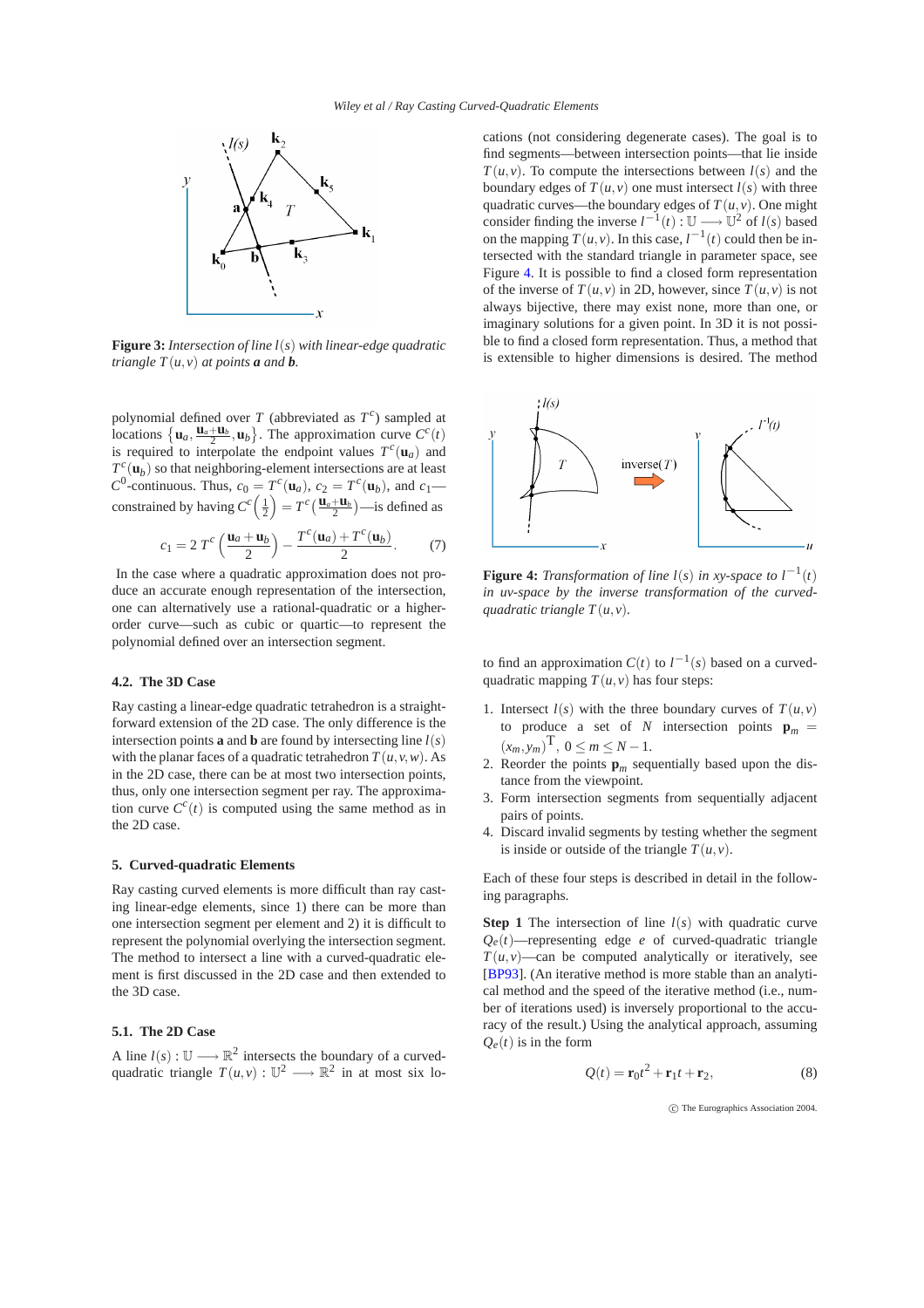**Figure 3:** *Intersection of line $l(s)$ with linear-edge quadratic triangle $T(u,v)$ at points **a** and **b**.*

polynomial defined over $T$ (abbreviated as $T^c$) sampled at locations $\left\{\mathbf{u}_a, \frac{\mathbf{u}_a+\mathbf{u}_b}{2}, \mathbf{u}_b\right\}$. The approximation curve $C^c(t)$ is required to interpolate the endpoint values $T^c(\mathbf{u}_a)$ and $T^c(\mathbf{u}_b)$ so that neighboring-element intersections are at least $C^0$-continuous. Thus, $c_0 = T^c(\mathbf{u}_a)$, $c_2 = T^c(\mathbf{u}_b)$, and $c_1$—constrained by having $C^c\left(\frac{1}{2}\right) = T^c\left(\frac{\mathbf{u}_a+\mathbf{u}_b}{2}\right)$—is defined as

$$c_1 = 2\,T^c\left(\frac{\mathbf{u}_a+\mathbf{u}_b}{2}\right) - \frac{T^c(\mathbf{u}_a)+T^c(\mathbf{u}_b)}{2}. \qquad (7)$$

In the case where a quadratic approximation does not produce an accurate enough representation of the intersection, one can alternatively use a rational-quadratic or a higher-order curve—such as cubic or quartic—to represent the polynomial defined over an intersection segment.

### 4.2. The 3D Case

Ray casting a linear-edge quadratic tetrahedron is a straightforward extension of the 2D case. The only difference is the intersection points **a** and **b** are found by intersecting line $l(s)$ with the planar faces of a quadratic tetrahedron $T(u,v,w)$. As in the 2D case, there can be at most two intersection points, thus, only one intersection segment per ray. The approximation curve $C^c(t)$ is computed using the same method as in the 2D case.

## 5. Curved-quadratic Elements

Ray casting curved elements is more difficult than ray casting linear-edge elements, since 1) there can be more than one intersection segment per element and 2) it is difficult to represent the polynomial overlying the intersection segment. The method to intersect a line with a curved-quadratic element is first discussed in the 2D case and then extended to the 3D case.

### 5.1. The 2D Case

A line $l(s) : \mathbb{U} \longrightarrow \mathbb{R}^2$ intersects the boundary of a curved-quadratic triangle $T(u,v) : \mathbb{U}^2 \longrightarrow \mathbb{R}^2$ in at most six locations (not considering degenerate cases). The goal is to find segments—between intersection points—that lie inside $T(u,v)$. To compute the intersections between $l(s)$ and the boundary edges of $T(u,v)$ one must intersect $l(s)$ with three quadratic curves—the boundary edges of $T(u,v)$. One might consider finding the inverse $l^{-1}(t) : \mathbb{U} \longrightarrow \mathbb{U}^2$ of $l(s)$ based on the mapping $T(u,v)$. In this case, $l^{-1}(t)$ could then be intersected with the standard triangle in parameter space, see Figure 4. It is possible to find a closed form representation of the inverse of $T(u,v)$ in 2D, however, since $T(u,v)$ is not always bijective, there may exist none, more than one, or imaginary solutions for a given point. In 3D it is not possible to find a closed form representation. Thus, a method that is extensible to higher dimensions is desired. The method to find an approximation $C(t)$ to $l^{-1}(s)$ based on a curved-quadratic mapping $T(u,v)$ has four steps:

**Figure 4:** *Transformation of line $l(s)$ in xy-space to $l^{-1}(t)$ in uv-space by the inverse transformation of the curved-quadratic triangle $T(u,v)$.*

1. Intersect $l(s)$ with the three boundary curves of $T(u,v)$ to produce a set of $N$ intersection points $\mathbf{p}_m = (x_m, y_m)^{\mathrm{T}}$, $0 \le m \le N-1$.
2. Reorder the points $\mathbf{p}_m$ sequentially based upon the distance from the viewpoint.
3. Form intersection segments from sequentially adjacent pairs of points.
4. Discard invalid segments by testing whether the segment is inside or outside of the triangle $T(u,v)$.

Each of these four steps is described in detail in the following paragraphs.

**Step 1** The intersection of line $l(s)$ with quadratic curve $Q_e(t)$—representing edge $e$ of curved-quadratic triangle $T(u,v)$—can be computed analytically or iteratively, see [BP93]. (An iterative method is more stable than an analytical method and the speed of the iterative method (i.e., number of iterations used) is inversely proportional to the accuracy of the result.) Using the analytical approach, assuming $Q_e(t)$ is in the form

$$Q(t) = \mathbf{r}_0 t^2 + \mathbf{r}_1 t + \mathbf{r}_2, \qquad (8)$$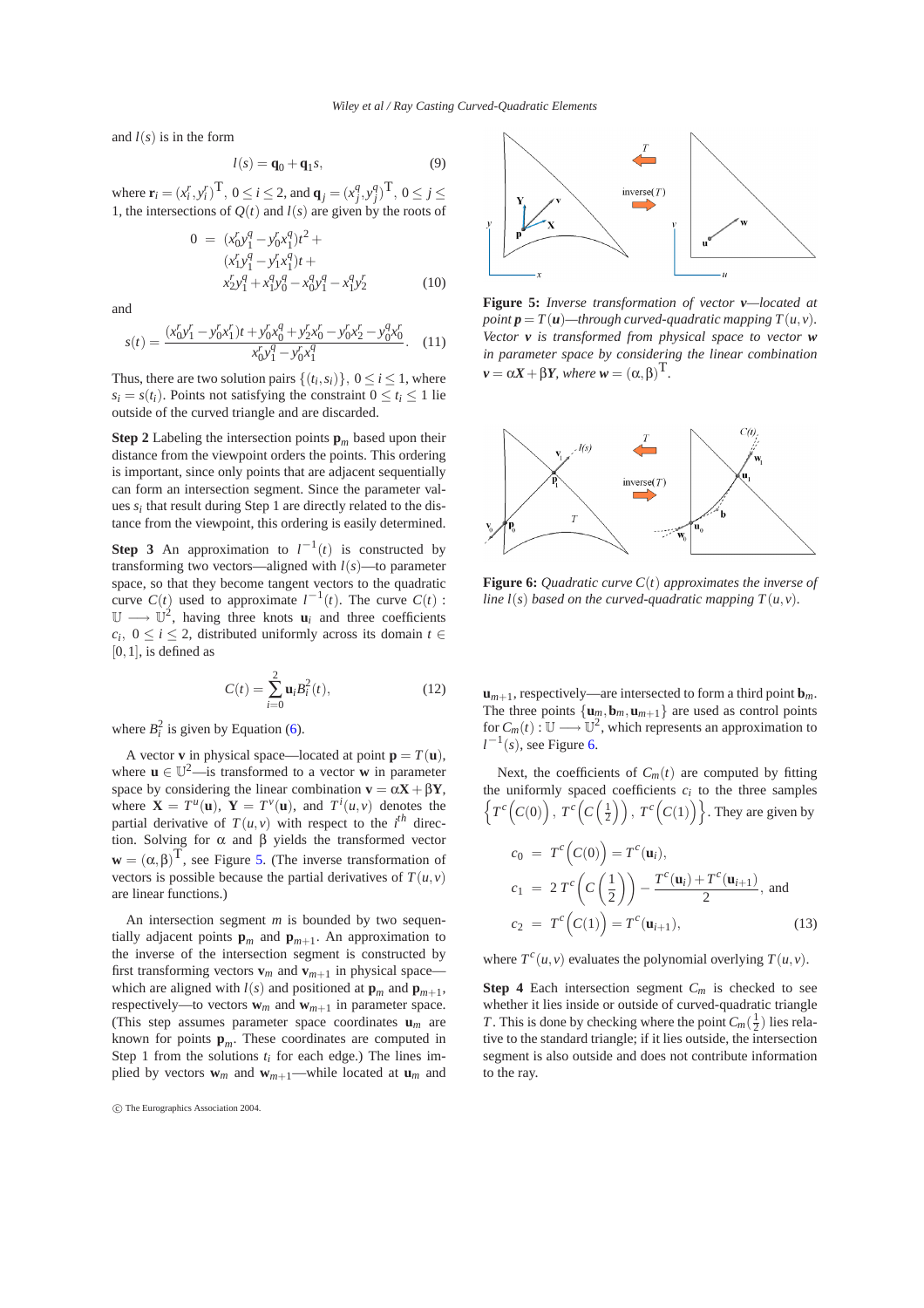and $l(s)$ is in the form

$$l(s) = \mathbf{q}_0 + \mathbf{q}_1 s, \tag{9}$$

where $\mathbf{r}_i = (x_i^r, y_i^r)^{\mathrm{T}}$, $0 \le i \le 2$, and $\mathbf{q}_j = (x_j^q, y_j^q)^{\mathrm{T}}$, $0 \le j \le 1$, the intersections of $Q(t)$ and $l(s)$ are given by the roots of

$$\begin{aligned} 0 \;=\; & (x_0^r y_1^q - y_0^r x_1^q)t^2 + \\ & (x_1^r y_1^q - y_1^r x_1^q)t + \\ & x_2^r y_1^q + x_1^q y_0^q - x_0^q y_1^q - x_1^q y_2^r \end{aligned} \tag{10}$$

and

$$s(t) = \frac{(x_0^r y_1^r - y_0^r x_1^r)t + y_0^r x_0^q + y_2^r x_0^r - y_0^r x_2^r - y_0^q x_0^r}{x_0^r y_1^q - y_0^r x_1^q}. \tag{11}$$

Thus, there are two solution pairs $\{(t_i, s_i)\}$, $0 \le i \le 1$, where $s_i = s(t_i)$. Points not satisfying the constraint $0 \le t_i \le 1$ lie outside of the curved triangle and are discarded.

**Step 2** Labeling the intersection points $\mathbf{p}_m$ based upon their distance from the viewpoint orders the points. This ordering is important, since only points that are adjacent sequentially can form an intersection segment. Since the parameter values $s_i$ that result during Step 1 are directly related to the distance from the viewpoint, this ordering is easily determined.

**Step 3** An approximation to $l^{-1}(t)$ is constructed by transforming two vectors—aligned with $l(s)$—to parameter space, so that they become tangent vectors to the quadratic curve $C(t)$ used to approximate $l^{-1}(t)$. The curve $C(t) : \mathbb{U} \longrightarrow \mathbb{U}^2$, having three knots $\mathbf{u}_i$ and three coefficients $c_i$, $0 \le i \le 2$, distributed uniformly across its domain $t \in [0,1]$, is defined as

$$C(t) = \sum_{i=0}^{2} \mathbf{u}_i B_i^2(t), \tag{12}$$

where $B_i^2$ is given by Equation (6).

A vector $\mathbf{v}$ in physical space—located at point $\mathbf{p} = T(\mathbf{u})$, where $\mathbf{u} \in \mathbb{U}^2$—is transformed to a vector $\mathbf{w}$ in parameter space by considering the linear combination $\mathbf{v} = \alpha\mathbf{X} + \beta\mathbf{Y}$, where $\mathbf{X} = T^u(\mathbf{u})$, $\mathbf{Y} = T^v(\mathbf{u})$, and $T^i(u,v)$ denotes the partial derivative of $T(u,v)$ with respect to the $i^{th}$ direction. Solving for $\alpha$ and $\beta$ yields the transformed vector $\mathbf{w} = (\alpha, \beta)^{\mathrm{T}}$, see Figure 5. (The inverse transformation of vectors is possible because the partial derivatives of $T(u,v)$ are linear functions.)

An intersection segment $m$ is bounded by two sequentially adjacent points $\mathbf{p}_m$ and $\mathbf{p}_{m+1}$. An approximation to the inverse of the intersection segment is constructed by first transforming vectors $\mathbf{v}_m$ and $\mathbf{v}_{m+1}$ in physical space—which are aligned with $l(s)$ and positioned at $\mathbf{p}_m$ and $\mathbf{p}_{m+1}$, respectively—to vectors $\mathbf{w}_m$ and $\mathbf{w}_{m+1}$ in parameter space. (This step assumes parameter space coordinates $\mathbf{u}_m$ are known for points $\mathbf{p}_m$. These coordinates are computed in Step 1 from the solutions $t_i$ for each edge.) The lines implied by vectors $\mathbf{w}_m$ and $\mathbf{w}_{m+1}$—while located at $\mathbf{u}_m$ and $\mathbf{u}_{m+1}$, respectively—are intersected to form a third point $\mathbf{b}_m$. The three points $\{\mathbf{u}_m, \mathbf{b}_m, \mathbf{u}_{m+1}\}$ are used as control points for $C_m(t) : \mathbb{U} \longrightarrow \mathbb{U}^2$, which represents an approximation to $l^{-1}(s)$, see Figure 6.

**Figure 5:** *Inverse transformation of vector $\mathbf{v}$—located at point $\mathbf{p} = T(\mathbf{u})$—through curved-quadratic mapping $T(u,v)$. Vector $\mathbf{v}$ is transformed from physical space to vector $\mathbf{w}$ in parameter space by considering the linear combination $\mathbf{v} = \alpha\mathbf{X} + \beta\mathbf{Y}$, where $\mathbf{w} = (\alpha, \beta)^{\mathrm{T}}$.*

**Figure 6:** *Quadratic curve $C(t)$ approximates the inverse of line $l(s)$ based on the curved-quadratic mapping $T(u,v)$.*

Next, the coefficients of $C_m(t)$ are computed by fitting the uniformly spaced coefficients $c_i$ to the three samples $\left\{T^c\Big(C(0)\Big),\, T^c\Big(C\Big(\tfrac{1}{2}\Big)\Big),\, T^c\Big(C(1)\Big)\right\}$. They are given by

$$\begin{aligned} c_0 &= T^c\Big(C(0)\Big) = T^c(\mathbf{u}_i), \\ c_1 &= 2\,T^c\left(C\left(\frac{1}{2}\right)\right) - \frac{T^c(\mathbf{u}_i) + T^c(\mathbf{u}_{i+1})}{2}, \text{ and} \\ c_2 &= T^c\Big(C(1)\Big) = T^c(\mathbf{u}_{i+1}), \end{aligned} \tag{13}$$

where $T^c(u,v)$ evaluates the polynomial overlying $T(u,v)$.

**Step 4** Each intersection segment $C_m$ is checked to see whether it lies inside or outside of curved-quadratic triangle $T$. This is done by checking where the point $C_m(\frac{1}{2})$ lies relative to the standard triangle; if it lies outside, the intersection segment is also outside and does not contribute information to the ray.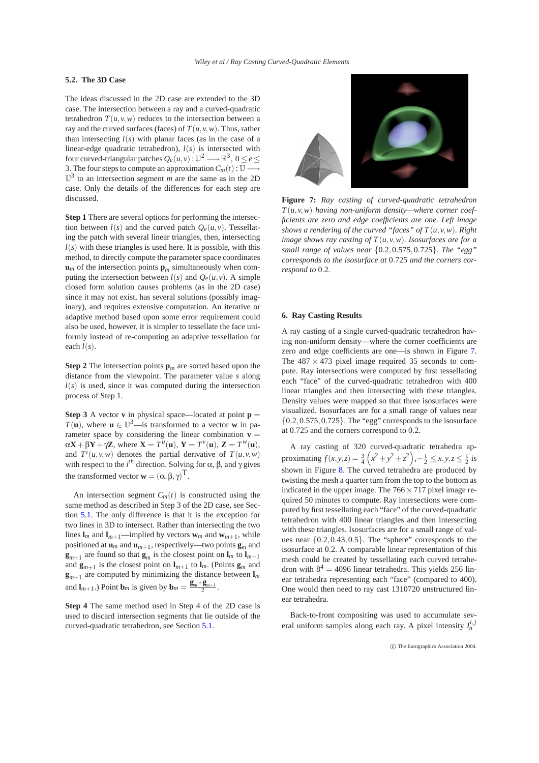### 5.2. The 3D Case

The ideas discussed in the 2D case are extended to the 3D case. The intersection between a ray and a curved-quadratic tetrahedron $T(u,v,w)$ reduces to the intersection between a ray and the curved surfaces (faces) of $T(u,v,w)$. Thus, rather than intersecting $l(s)$ with planar faces (as in the case of a linear-edge quadratic tetrahedron), $l(s)$ is intersected with four curved-triangular patches $Q_e(u,v) : \mathbb{U}^2 \longrightarrow \mathbb{R}^3$, $0 \leq e \leq 3$. The four steps to compute an approximation $C_m(t) : \mathbb{U} \longrightarrow \mathbb{U}^3$ to an intersection segment $m$ are the same as in the 2D case. Only the details of the differences for each step are discussed.

**Step 1** There are several options for performing the intersection between $l(s)$ and the curved patch $Q_e(u,v)$. Tessellating the patch with several linear triangles, then, intersecting $l(s)$ with these triangles is used here. It is possible, with this method, to directly compute the parameter space coordinates $\mathbf{u}_m$ of the intersection points $\mathbf{p}_m$ simultaneously when computing the intersection between $l(s)$ and $Q_e(u,v)$. A simple closed form solution causes problems (as in the 2D case) since it may not exist, has several solutions (possibly imaginary), and requires extensive computation. An iterative or adaptive method based upon some error requirement could also be used, however, it is simpler to tessellate the face uniformly instead of re-computing an adaptive tessellation for each $l(s)$.

**Step 2** The intersection points $\mathbf{p}_m$ are sorted based upon the distance from the viewpoint. The parameter value $s$ along $l(s)$ is used, since it was computed during the intersection process of Step 1.

**Step 3** A vector $\mathbf{v}$ in physical space—located at point $\mathbf{p} = T(\mathbf{u})$, where $\mathbf{u} \in \mathbb{U}^3$—is transformed to a vector $\mathbf{w}$ in parameter space by considering the linear combination $\mathbf{v} = \alpha\mathbf{X} + \beta\mathbf{Y} + \gamma\mathbf{Z}$, where $\mathbf{X} = T^u(\mathbf{u})$, $\mathbf{Y} = T^v(\mathbf{u})$, $\mathbf{Z} = T^w(\mathbf{u})$, and $T^i(u,v,w)$ denotes the partial derivative of $T(u,v,w)$ with respect to the $i^{th}$ direction. Solving for $\alpha$, $\beta$, and $\gamma$ gives the transformed vector $\mathbf{w} = (\alpha, \beta, \gamma)^{\mathrm{T}}$.

An intersection segment $C_m(t)$ is constructed using the same method as described in Step 3 of the 2D case, see Section 5.1. The only difference is that it is the exception for two lines in 3D to intersect. Rather than intersecting the two lines $\mathbf{l}_m$ and $\mathbf{l}_{m+1}$—implied by vectors $\mathbf{w}_m$ and $\mathbf{w}_{m+1}$, while positioned at $\mathbf{u}_m$ and $\mathbf{u}_{m+1}$, respectively—two points $\mathbf{g}_m$ and $\mathbf{g}_{m+1}$ are found so that $\mathbf{g}_m$ is the closest point on $\mathbf{l}_m$ to $\mathbf{l}_{m+1}$ and $\mathbf{g}_{m+1}$ is the closest point on $\mathbf{l}_{m+1}$ to $\mathbf{l}_m$. (Points $\mathbf{g}_m$ and $\mathbf{g}_{m+1}$ are computed by minimizing the distance between $\mathbf{l}_m$ and $\mathbf{l}_{m+1}$.) Point $\mathbf{b}_m$ is given by $\mathbf{b}_m = \frac{\mathbf{g}_m + \mathbf{g}_{m+1}}{2}$.

**Step 4** The same method used in Step 4 of the 2D case is used to discard intersection segments that lie outside of the curved-quadratic tetrahedron, see Section 5.1.

**Figure 7:** *Ray casting of curved-quadratic tetrahedron $T(u,v,w)$ having non-uniform density—where corner coefficients are zero and edge coefficients are one. Left image shows a rendering of the curved "faces" of $T(u,v,w)$. Right image shows ray casting of $T(u,v,w)$. Isosurfaces are for a small range of values near $\{0.2, 0.575, 0.725\}$. The "egg" corresponds to the isosurface at 0.725 and the corners correspond to 0.2.*

## 6. Ray Casting Results

A ray casting of a single curved-quadratic tetrahedron having non-uniform density—where the corner coefficients are zero and edge coefficients are one—is shown in Figure 7. The $487 \times 473$ pixel image required 35 seconds to compute. Ray intersections were computed by first tessellating each "face" of the curved-quadratic tetrahedron with 400 linear triangles and then intersecting with these triangles. Density values were mapped so that three isosurfaces were visualized. Isosurfaces are for a small range of values near $\{0.2, 0.575, 0.725\}$. The "egg" corresponds to the isosurface at 0.725 and the corners correspond to 0.2.

A ray casting of 320 curved-quadratic tetrahedra approximating $f(x,y,z) = \frac{3}{4}\left(x^2 + y^2 + z^2\right), -\frac{1}{2} \leq x,y,z \leq \frac{1}{2}$ is shown in Figure 8. The curved tetrahedra are produced by twisting the mesh a quarter turn from the top to the bottom as indicated in the upper image. The $766 \times 717$ pixel image required 50 minutes to compute. Ray intersections were computed by first tessellating each "face" of the curved-quadratic tetrahedron with 400 linear triangles and then intersecting with these triangles. Isosurfaces are for a small range of values near $\{0.2, 0.43, 0.5\}$. The "sphere" corresponds to the isosurface at 0.2. A comparable linear representation of this mesh could be created by tessellating each curved tetrahedron with $8^4 = 4096$ linear tetrahedra. This yields 256 linear tetrahedra representing each "face" (compared to 400). One would then need to ray cast 1310720 unstructured linear tetrahedra.

Back-to-front compositing was used to accumulate several uniform samples along each ray. A pixel intensity $I_n^{i,j}$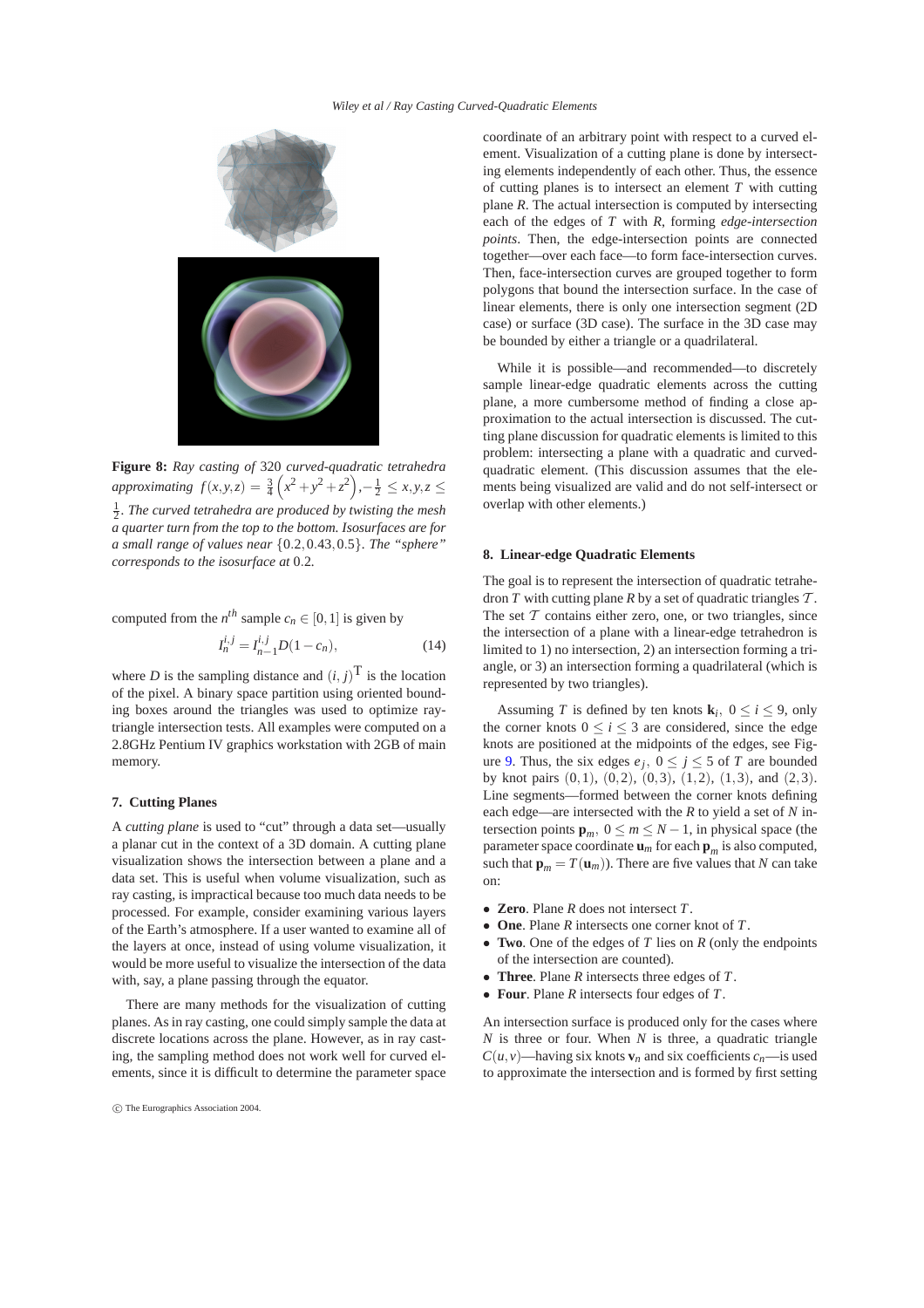Figure 8: *Ray casting of* 320 *curved-quadratic tetrahedra approximating* $f(x,y,z) = \frac{3}{4}\left(x^2+y^2+z^2\right), -\frac{1}{2} \leq x,y,z \leq \frac{1}{2}$. *The curved tetrahedra are produced by twisting the mesh a quarter turn from the top to the bottom. Isosurfaces are for a small range of values near* $\{0.2, 0.43, 0.5\}$. *The "sphere" corresponds to the isosurface at* 0.2.

computed from the $n^{th}$ sample $c_n \in [0,1]$ is given by

$$I_n^{i,j} = I_{n-1}^{i,j} D(1-c_n), \tag{14}$$

where $D$ is the sampling distance and $(i,j)^{\mathrm{T}}$ is the location of the pixel. A binary space partition using oriented bounding boxes around the triangles was used to optimize ray-triangle intersection tests. All examples were computed on a 2.8GHz Pentium IV graphics workstation with 2GB of main memory.

## 7. Cutting Planes

A *cutting plane* is used to "cut" through a data set—usually a planar cut in the context of a 3D domain. A cutting plane visualization shows the intersection between a plane and a data set. This is useful when volume visualization, such as ray casting, is impractical because too much data needs to be processed. For example, consider examining various layers of the Earth's atmosphere. If a user wanted to examine all of the layers at once, instead of using volume visualization, it would be more useful to visualize the intersection of the data with, say, a plane passing through the equator.

There are many methods for the visualization of cutting planes. As in ray casting, one could simply sample the data at discrete locations across the plane. However, as in ray casting, the sampling method does not work well for curved elements, since it is difficult to determine the parameter space coordinate of an arbitrary point with respect to a curved element. Visualization of a cutting plane is done by intersecting elements independently of each other. Thus, the essence of cutting planes is to intersect an element $T$ with cutting plane $R$. The actual intersection is computed by intersecting each of the edges of $T$ with $R$, forming *edge-intersection points*. Then, the edge-intersection points are connected together—over each face—to form face-intersection curves. Then, face-intersection curves are grouped together to form polygons that bound the intersection surface. In the case of linear elements, there is only one intersection segment (2D case) or surface (3D case). The surface in the 3D case may be bounded by either a triangle or a quadrilateral.

While it is possible—and recommended—to discretely sample linear-edge quadratic elements across the cutting plane, a more cumbersome method of finding a close approximation to the actual intersection is discussed. The cutting plane discussion for quadratic elements is limited to this problem: intersecting a plane with a quadratic and curved-quadratic element. (This discussion assumes that the elements being visualized are valid and do not self-intersect or overlap with other elements.)

## 8. Linear-edge Quadratic Elements

The goal is to represent the intersection of quadratic tetrahedron $T$ with cutting plane $R$ by a set of quadratic triangles $\mathcal{T}$. The set $\mathcal{T}$ contains either zero, one, or two triangles, since the intersection of a plane with a linear-edge tetrahedron is limited to 1) no intersection, 2) an intersection forming a triangle, or 3) an intersection forming a quadrilateral (which is represented by two triangles).

Assuming $T$ is defined by ten knots $\mathbf{k}_i$, $0 \leq i \leq 9$, only the corner knots $0 \leq i \leq 3$ are considered, since the edge knots are positioned at the midpoints of the edges, see Figure 9. Thus, the six edges $e_j$, $0 \leq j \leq 5$ of $T$ are bounded by knot pairs $(0,1)$, $(0,2)$, $(0,3)$, $(1,2)$, $(1,3)$, and $(2,3)$. Line segments—formed between the corner knots defining each edge—are intersected with the $R$ to yield a set of $N$ intersection points $\mathbf{p}_m$, $0 \leq m \leq N-1$, in physical space (the parameter space coordinate $\mathbf{u}_m$ for each $\mathbf{p}_m$ is also computed, such that $\mathbf{p}_m = T(\mathbf{u}_m)$). There are five values that $N$ can take on:

- **Zero**. Plane $R$ does not intersect $T$.
- **One**. Plane $R$ intersects one corner knot of $T$.
- **Two**. One of the edges of $T$ lies on $R$ (only the endpoints of the intersection are counted).
- **Three**. Plane $R$ intersects three edges of $T$.
- **Four**. Plane $R$ intersects four edges of $T$.

An intersection surface is produced only for the cases where $N$ is three or four. When $N$ is three, a quadratic triangle $C(u,v)$—having six knots $\mathbf{v}_n$ and six coefficients $c_n$—is used to approximate the intersection and is formed by first setting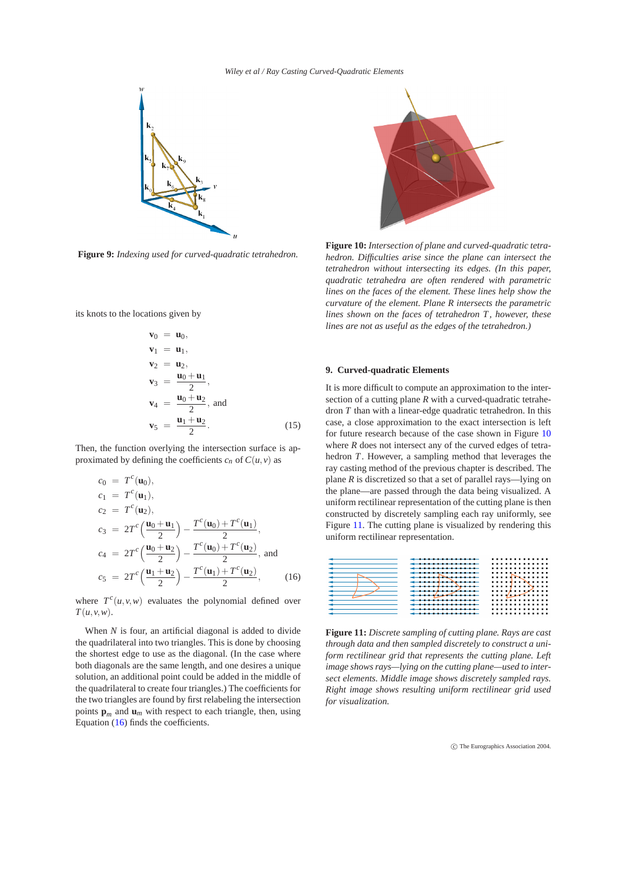**Figure 9:** *Indexing used for curved-quadratic tetrahedron.*

its knots to the locations given by

$$
\begin{aligned}
\mathbf{v}_0 &= \mathbf{u}_0, \\
\mathbf{v}_1 &= \mathbf{u}_1, \\
\mathbf{v}_2 &= \mathbf{u}_2, \\
\mathbf{v}_3 &= \frac{\mathbf{u}_0 + \mathbf{u}_1}{2}, \\
\mathbf{v}_4 &= \frac{\mathbf{u}_0 + \mathbf{u}_2}{2}, \text{ and} \\
\mathbf{v}_5 &= \frac{\mathbf{u}_1 + \mathbf{u}_2}{2}.
\end{aligned} \tag{15}
$$

Then, the function overlying the intersection surface is approximated by defining the coefficients $c_n$ of $C(u,v)$ as

$$
\begin{aligned}
c_0 &= T^c(\mathbf{u}_0), \\
c_1 &= T^c(\mathbf{u}_1), \\
c_2 &= T^c(\mathbf{u}_2), \\
c_3 &= 2T^c\left(\frac{\mathbf{u}_0 + \mathbf{u}_1}{2}\right) - \frac{T^c(\mathbf{u}_0) + T^c(\mathbf{u}_1)}{2}, \\
c_4 &= 2T^c\left(\frac{\mathbf{u}_0 + \mathbf{u}_2}{2}\right) - \frac{T^c(\mathbf{u}_0) + T^c(\mathbf{u}_2)}{2}, \text{ and} \\
c_5 &= 2T^c\left(\frac{\mathbf{u}_1 + \mathbf{u}_2}{2}\right) - \frac{T^c(\mathbf{u}_1) + T^c(\mathbf{u}_2)}{2},
\end{aligned} \tag{16}
$$

where $T^c(u,v,w)$ evaluates the polynomial defined over $T(u,v,w)$.

When $N$ is four, an artificial diagonal is added to divide the quadrilateral into two triangles. This is done by choosing the shortest edge to use as the diagonal. (In the case where both diagonals are the same length, and one desires a unique solution, an additional point could be added in the middle of the quadrilateral to create four triangles.) The coefficients for the two triangles are found by first relabeling the intersection points $\mathbf{p}_m$ and $\mathbf{u}_m$ with respect to each triangle, then, using Equation (16) finds the coefficients.

**Figure 10:** *Intersection of plane and curved-quadratic tetrahedron. Difficulties arise since the plane can intersect the tetrahedron without intersecting its edges. (In this paper, quadratic tetrahedra are often rendered with parametric lines on the faces of the element. These lines help show the curvature of the element. Plane R intersects the parametric lines shown on the faces of tetrahedron T, however, these lines are not as useful as the edges of the tetrahedron.)*

## 9. Curved-quadratic Elements

It is more difficult to compute an approximation to the intersection of a cutting plane $R$ with a curved-quadratic tetrahedron $T$ than with a linear-edge quadratic tetrahedron. In this case, a close approximation to the exact intersection is left for future research because of the case shown in Figure 10 where $R$ does not intersect any of the curved edges of tetrahedron $T$. However, a sampling method that leverages the ray casting method of the previous chapter is described. The plane $R$ is discretized so that a set of parallel rays—lying on the plane—are passed through the data being visualized. A uniform rectilinear representation of the cutting plane is then constructed by discretely sampling each ray uniformly, see Figure 11. The cutting plane is visualized by rendering this uniform rectilinear representation.

**Figure 11:** *Discrete sampling of cutting plane. Rays are cast through data and then sampled discretely to construct a uniform rectilinear grid that represents the cutting plane. Left image shows rays—lying on the cutting plane—used to intersect elements. Middle image shows discretely sampled rays. Right image shows resulting uniform rectilinear grid used for visualization.*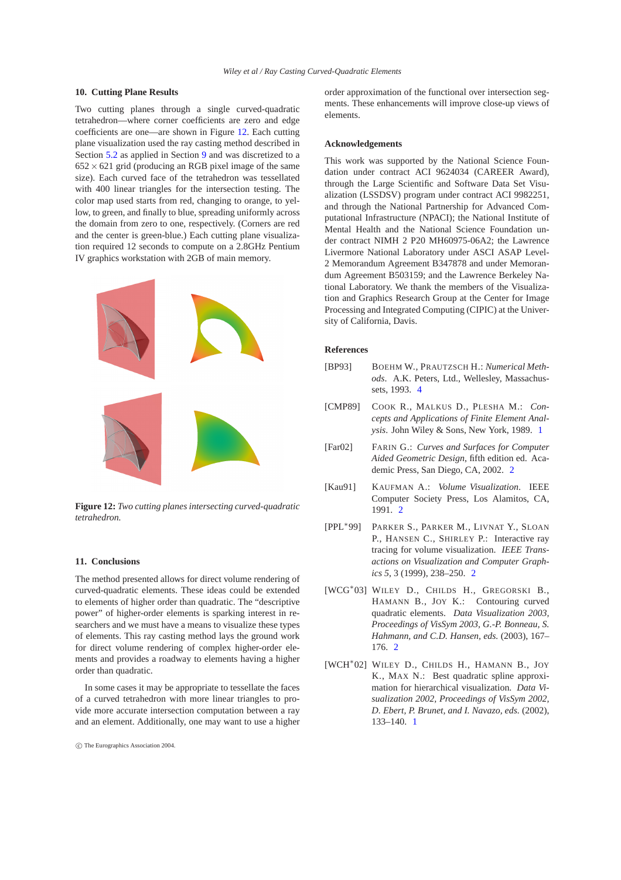## 10. Cutting Plane Results

Two cutting planes through a single curved-quadratic tetrahedron—where corner coefficients are zero and edge coefficients are one—are shown in Figure 12. Each cutting plane visualization used the ray casting method described in Section 5.2 as applied in Section 9 and was discretized to a $652 \times 621$ grid (producing an RGB pixel image of the same size). Each curved face of the tetrahedron was tessellated with 400 linear triangles for the intersection testing. The color map used starts from red, changing to orange, to yellow, to green, and finally to blue, spreading uniformly across the domain from zero to one, respectively. (Corners are red and the center is green-blue.) Each cutting plane visualization required 12 seconds to compute on a 2.8GHz Pentium IV graphics workstation with 2GB of main memory.

**Figure 12:** *Two cutting planes intersecting curved-quadratic tetrahedron.*

## 11. Conclusions

The method presented allows for direct volume rendering of curved-quadratic elements. These ideas could be extended to elements of higher order than quadratic. The "descriptive power" of higher-order elements is sparking interest in researchers and we must have a means to visualize these types of elements. This ray casting method lays the ground work for direct volume rendering of complex higher-order elements and provides a roadway to elements having a higher order than quadratic.

In some cases it may be appropriate to tessellate the faces of a curved tetrahedron with more linear triangles to provide more accurate intersection computation between a ray and an element. Additionally, one may want to use a higher order approximation of the functional over intersection segments. These enhancements will improve close-up views of elements.

## Acknowledgements

This work was supported by the National Science Foundation under contract ACI 9624034 (CAREER Award), through the Large Scientific and Software Data Set Visualization (LSSDSV) program under contract ACI 9982251, and through the National Partnership for Advanced Computational Infrastructure (NPACI); the National Institute of Mental Health and the National Science Foundation under contract NIMH 2 P20 MH60975-06A2; the Lawrence Livermore National Laboratory under ASCI ASAP Level-2 Memorandum Agreement B347878 and under Memorandum Agreement B503159; and the Lawrence Berkeley National Laboratory. We thank the members of the Visualization and Graphics Research Group at the Center for Image Processing and Integrated Computing (CIPIC) at the University of California, Davis.

## References

[BP93] BOEHM W., PRAUTZSCH H.: *Numerical Methods*. A.K. Peters, Ltd., Wellesley, Massachussets, 1993. 4

[CMP89] COOK R., MALKUS D., PLESHA M.: *Concepts and Applications of Finite Element Analysis*. John Wiley & Sons, New York, 1989. 1

[Far02] FARIN G.: *Curves and Surfaces for Computer Aided Geometric Design*, fifth edition ed. Academic Press, San Diego, CA, 2002. 2

[Kau91] KAUFMAN A.: *Volume Visualization*. IEEE Computer Society Press, Los Alamitos, CA, 1991. 2

[PPL*99] PARKER S., PARKER M., LIVNAT Y., SLOAN P., HANSEN C., SHIRLEY P.: Interactive ray tracing for volume visualization. *IEEE Transactions on Visualization and Computer Graphics 5*, 3 (1999), 238–250. 2

[WCG*03] WILEY D., CHILDS H., GREGORSKI B., HAMANN B., JOY K.: Contouring curved quadratic elements. *Data Visualization 2003, Proceedings of VisSym 2003, G.-P. Bonneau, S. Hahmann, and C.D. Hansen, eds.* (2003), 167–176. 2

[WCH*02] WILEY D., CHILDS H., HAMANN B., JOY K., MAX N.: Best quadratic spline approximation for hierarchical visualization. *Data Visualization 2002, Proceedings of VisSym 2002, D. Ebert, P. Brunet, and I. Navazo, eds.* (2002), 133–140. 1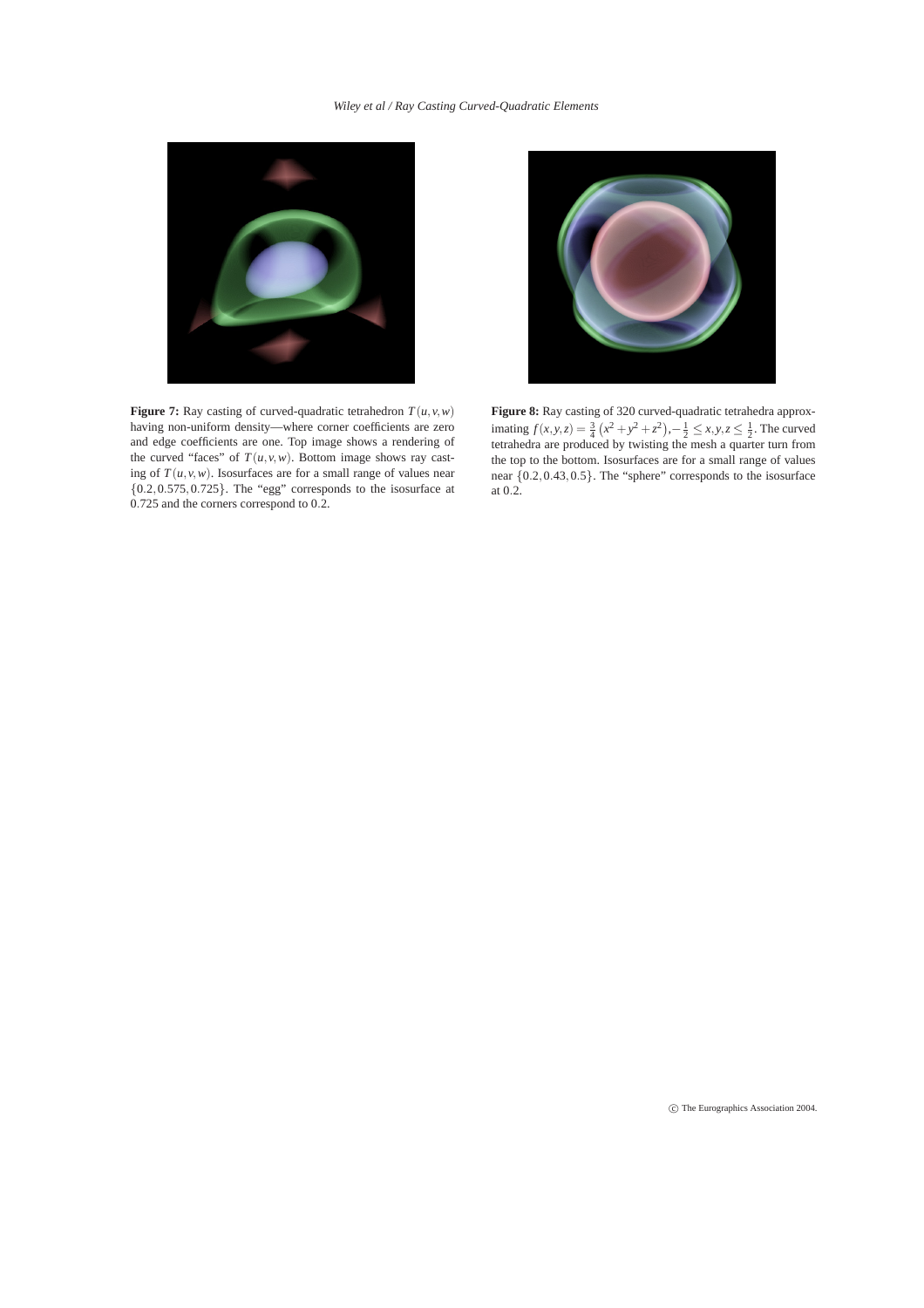**Figure 7:** Ray casting of curved-quadratic tetrahedron $T(u,v,w)$ having non-uniform density—where corner coefficients are zero and edge coefficients are one. Top image shows a rendering of the curved "faces" of $T(u,v,w)$. Bottom image shows ray casting of $T(u,v,w)$. Isosurfaces are for a small range of values near $\{0.2, 0.575, 0.725\}$. The "egg" corresponds to the isosurface at 0.725 and the corners correspond to 0.2.

**Figure 8:** Ray casting of 320 curved-quadratic tetrahedra approximating $f(x,y,z) = \frac{3}{4}\left(x^2+y^2+z^2\right), -\frac{1}{2} \leq x,y,z \leq \frac{1}{2}$. The curved tetrahedra are produced by twisting the mesh a quarter turn from the top to the bottom. Isosurfaces are for a small range of values near $\{0.2, 0.43, 0.5\}$. The "sphere" corresponds to the isosurface at 0.2.